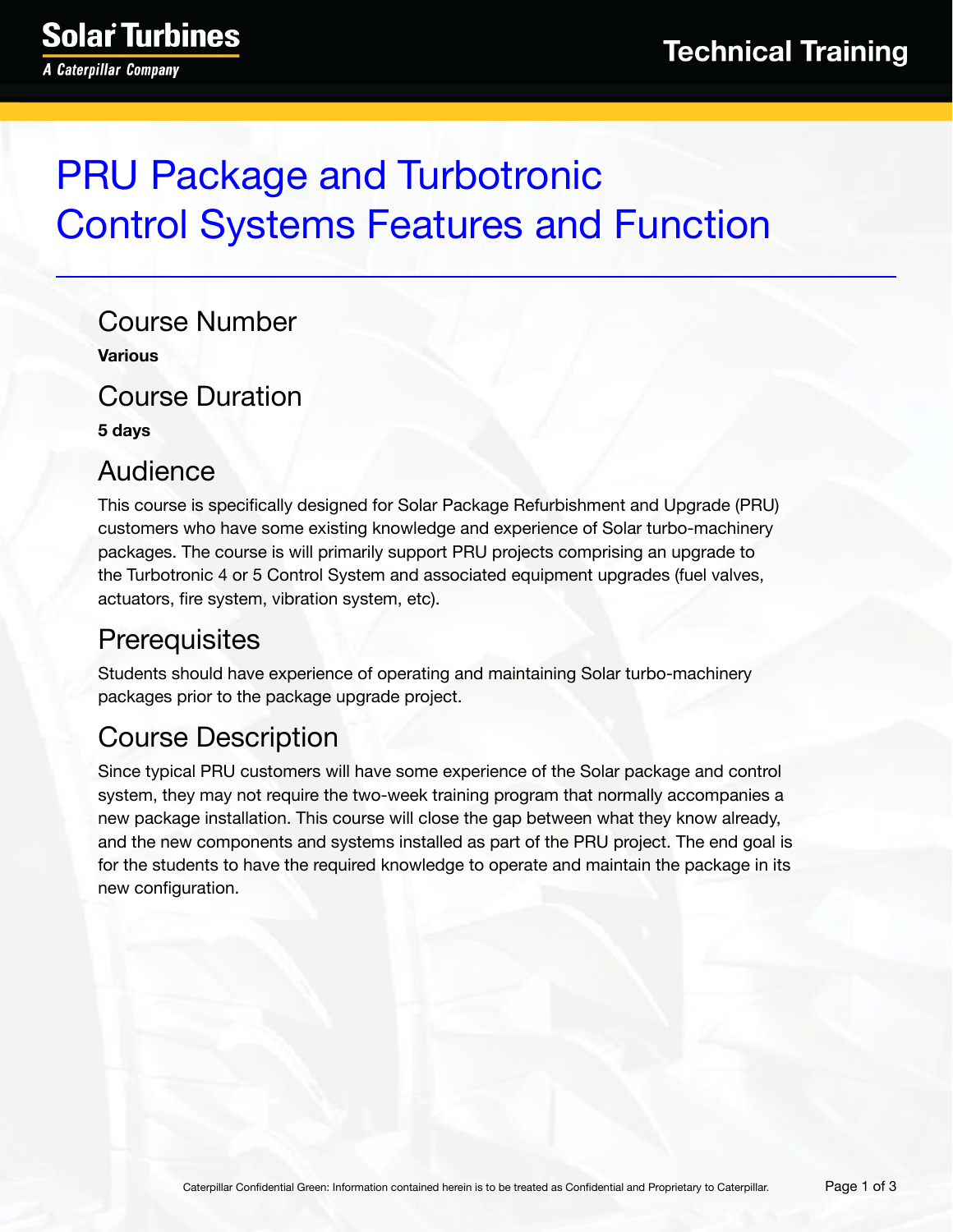Solar Turbines
*A Caterpillar Company*

Technical Training

# PRU Package and Turbotronic Control Systems Features and Function

## Course Number

**Various**

## Course Duration

**5 days**

## Audience

This course is specifically designed for Solar Package Refurbishment and Upgrade (PRU) customers who have some existing knowledge and experience of Solar turbo-machinery packages. The course is will primarily support PRU projects comprising an upgrade to the Turbotronic 4 or 5 Control System and associated equipment upgrades (fuel valves, actuators, fire system, vibration system, etc).

## Prerequisites

Students should have experience of operating and maintaining Solar turbo-machinery packages prior to the package upgrade project.

## Course Description

Since typical PRU customers will have some experience of the Solar package and control system, they may not require the two-week training program that normally accompanies a new package installation. This course will close the gap between what they know already, and the new components and systems installed as part of the PRU project. The end goal is for the students to have the required knowledge to operate and maintain the package in its new configuration.

Caterpillar Confidential Green: Information contained herein is to be treated as Confidential and Proprietary to Caterpillar.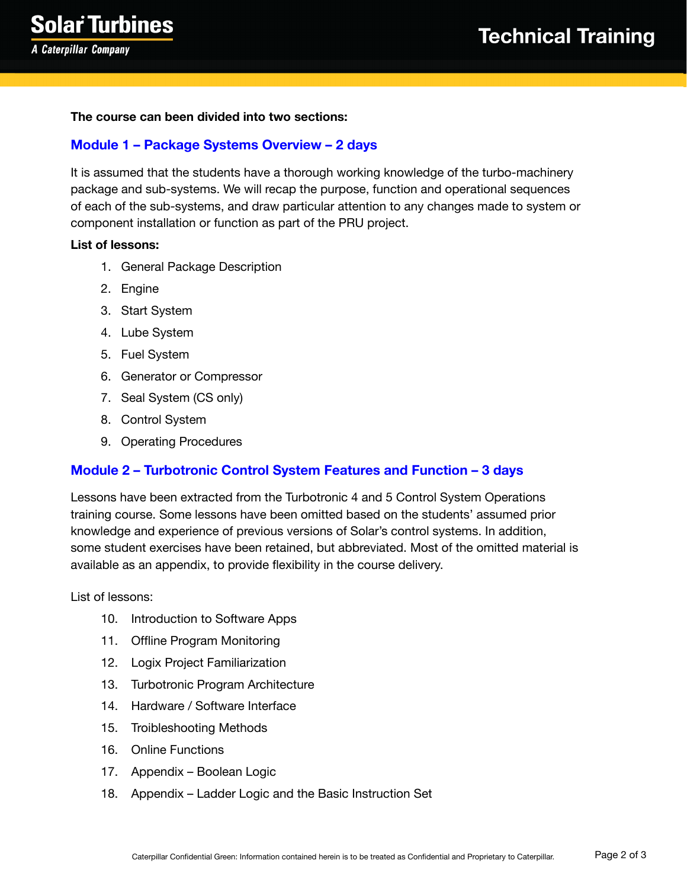**The course can been divided into two sections:**

## Module 1 – Package Systems Overview – 2 days

It is assumed that the students have a thorough working knowledge of the turbo-machinery package and sub-systems. We will recap the purpose, function and operational sequences of each of the sub-systems, and draw particular attention to any changes made to system or component installation or function as part of the PRU project.

**List of lessons:**

1. General Package Description
2. Engine
3. Start System
4. Lube System
5. Fuel System
6. Generator or Compressor
7. Seal System (CS only)
8. Control System
9. Operating Procedures

## Module 2 – Turbotronic Control System Features and Function – 3 days

Lessons have been extracted from the Turbotronic 4 and 5 Control System Operations training course. Some lessons have been omitted based on the students' assumed prior knowledge and experience of previous versions of Solar's control systems. In addition, some student exercises have been retained, but abbreviated. Most of the omitted material is available as an appendix, to provide flexibility in the course delivery.

List of lessons:

10. Introduction to Software Apps
11. Offline Program Monitoring
12. Logix Project Familiarization
13. Turbotronic Program Architecture
14. Hardware / Software Interface
15. Troibleshooting Methods
16. Online Functions
17. Appendix – Boolean Logic
18. Appendix – Ladder Logic and the Basic Instruction Set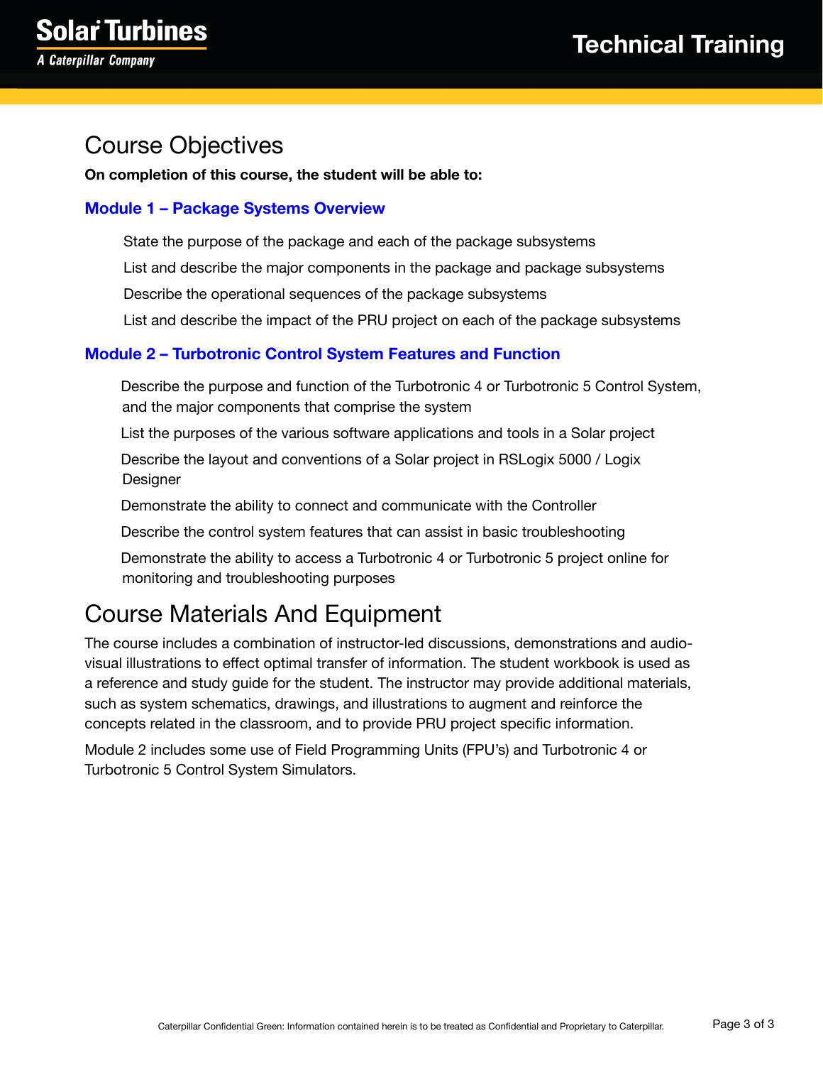# Course Objectives

**On completion of this course, the student will be able to:**

### Module 1 – Package Systems Overview

- State the purpose of the package and each of the package subsystems
- List and describe the major components in the package and package subsystems
- Describe the operational sequences of the package subsystems
- List and describe the impact of the PRU project on each of the package subsystems

### Module 2 – Turbotronic Control System Features and Function

- Describe the purpose and function of the Turbotronic 4 or Turbotronic 5 Control System, and the major components that comprise the system
- List the purposes of the various software applications and tools in a Solar project
- Describe the layout and conventions of a Solar project in RSLogix 5000 / Logix Designer
- Demonstrate the ability to connect and communicate with the Controller
- Describe the control system features that can assist in basic troubleshooting
- Demonstrate the ability to access a Turbotronic 4 or Turbotronic 5 project online for monitoring and troubleshooting purposes

# Course Materials And Equipment

The course includes a combination of instructor-led discussions, demonstrations and audio-visual illustrations to effect optimal transfer of information. The student workbook is used as a reference and study guide for the student. The instructor may provide additional materials, such as system schematics, drawings, and illustrations to augment and reinforce the concepts related in the classroom, and to provide PRU project specific information.

Module 2 includes some use of Field Programming Units (FPU's) and Turbotronic 4 or Turbotronic 5 Control System Simulators.